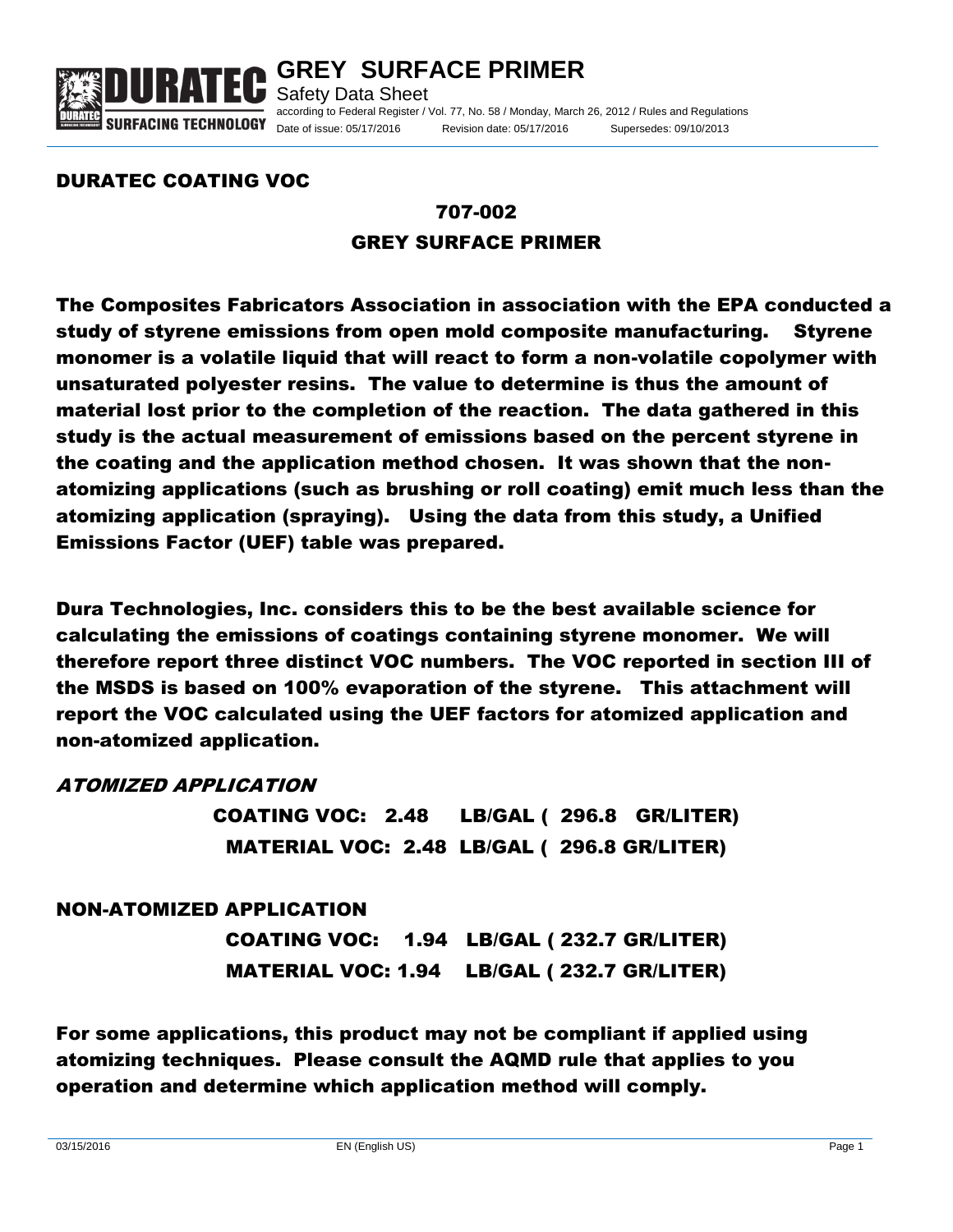# GREY SURFACE PRIMER

Safety Data Sheet

according to Federal Register / Vol. 77, No. 58 / Monday, March 26, 2012 / Rules and Regulations

Date of issue: 05/17/2016 Revision date: 05/17/2016 Supersedes: 09/10/2013

## DURATEC COATING VOC

### 707-002

### GREY SURFACE PRIMER

**The Composites Fabricators Association in association with the EPA conducted a study of styrene emissions from open mold composite manufacturing. Styrene monomer is a volatile liquid that will react to form a non-volatile copolymer with unsaturated polyester resins. The value to determine is thus the amount of material lost prior to the completion of the reaction. The data gathered in this study is the actual measurement of emissions based on the percent styrene in the coating and the application method chosen. It was shown that the non-atomizing applications (such as brushing or roll coating) emit much less than the atomizing application (spraying). Using the data from this study, a Unified Emissions Factor (UEF) table was prepared.**

**Dura Technologies, Inc. considers this to be the best available science for calculating the emissions of coatings containing styrene monomer. We will therefore report three distinct VOC numbers. The VOC reported in section III of the MSDS is based on 100% evaporation of the styrene. This attachment will report the VOC calculated using the UEF factors for atomized application and non-atomized application.**

***ATOMIZED APPLICATION***

**COATING VOC: 2.48 LB/GAL ( 296.8 GR/LITER)**

**MATERIAL VOC: 2.48 LB/GAL ( 296.8 GR/LITER)**

**NON-ATOMIZED APPLICATION**

**COATING VOC: 1.94 LB/GAL ( 232.7 GR/LITER)**

**MATERIAL VOC: 1.94 LB/GAL ( 232.7 GR/LITER)**

**For some applications, this product may not be compliant if applied using atomizing techniques. Please consult the AQMD rule that applies to you operation and determine which application method will comply.**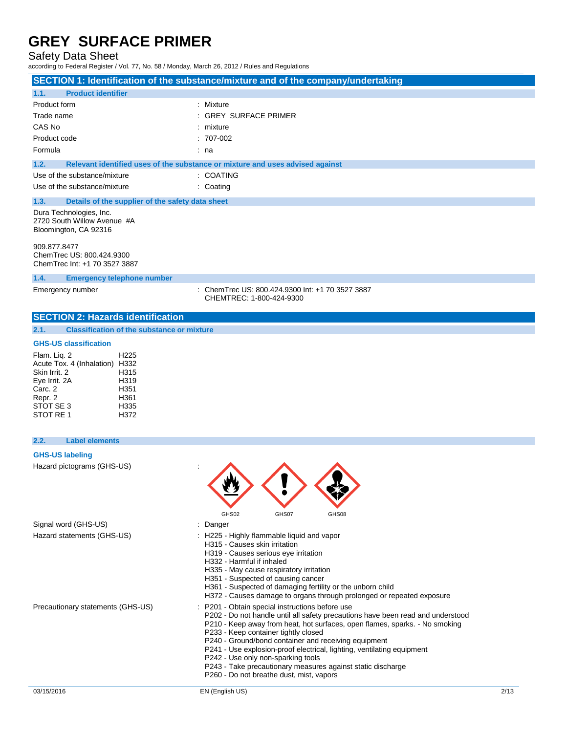# GREY SURFACE PRIMER

Safety Data Sheet

according to Federal Register / Vol. 77, No. 58 / Monday, March 26, 2012 / Rules and Regulations

## SECTION 1: Identification of the substance/mixture and of the company/undertaking

### 1.1. Product identifier

| | |
|---|---|
| Product form | : Mixture |
| Trade name | : GREY SURFACE PRIMER |
| CAS No | : mixture |
| Product code | : 707-002 |
| Formula | : na |

### 1.2. Relevant identified uses of the substance or mixture and uses advised against

| | |
|---|---|
| Use of the substance/mixture | : COATING |
| Use of the substance/mixture | : Coating |

### 1.3. Details of the supplier of the safety data sheet

Dura Technologies, Inc.
2720 South Willow Avenue #A
Bloomington, CA 92316

909.877.8477
ChemTrec US: 800.424.9300
ChemTrec Int: +1 70 3527 3887

### 1.4. Emergency telephone number

Emergency number : ChemTrec US: 800.424.9300 Int: +1 70 3527 3887
CHEMTREC: 1-800-424-9300

## SECTION 2: Hazards identification

### 2.1. Classification of the substance or mixture

**GHS-US classification**

| | |
|---|---|
| Flam. Liq. 2 | H225 |
| Acute Tox. 4 (Inhalation) | H332 |
| Skin Irrit. 2 | H315 |
| Eye Irrit. 2A | H319 |
| Carc. 2 | H351 |
| Repr. 2 | H361 |
| STOT SE 3 | H335 |
| STOT RE 1 | H372 |

### 2.2. Label elements

**GHS-US labeling**

Hazard pictograms (GHS-US) : GHS02 GHS07 GHS08

Signal word (GHS-US) : Danger

Hazard statements (GHS-US) :
- H225 - Highly flammable liquid and vapor
- H315 - Causes skin irritation
- H319 - Causes serious eye irritation
- H332 - Harmful if inhaled
- H335 - May cause respiratory irritation
- H351 - Suspected of causing cancer
- H361 - Suspected of damaging fertility or the unborn child
- H372 - Causes damage to organs through prolonged or repeated exposure

Precautionary statements (GHS-US) :
- P201 - Obtain special instructions before use
- P202 - Do not handle until all safety precautions have been read and understood
- P210 - Keep away from heat, hot surfaces, open flames, sparks. - No smoking
- P233 - Keep container tightly closed
- P240 - Ground/bond container and receiving equipment
- P241 - Use explosion-proof electrical, lighting, ventilating equipment
- P242 - Use only non-sparking tools
- P243 - Take precautionary measures against static discharge
- P260 - Do not breathe dust, mist, vapors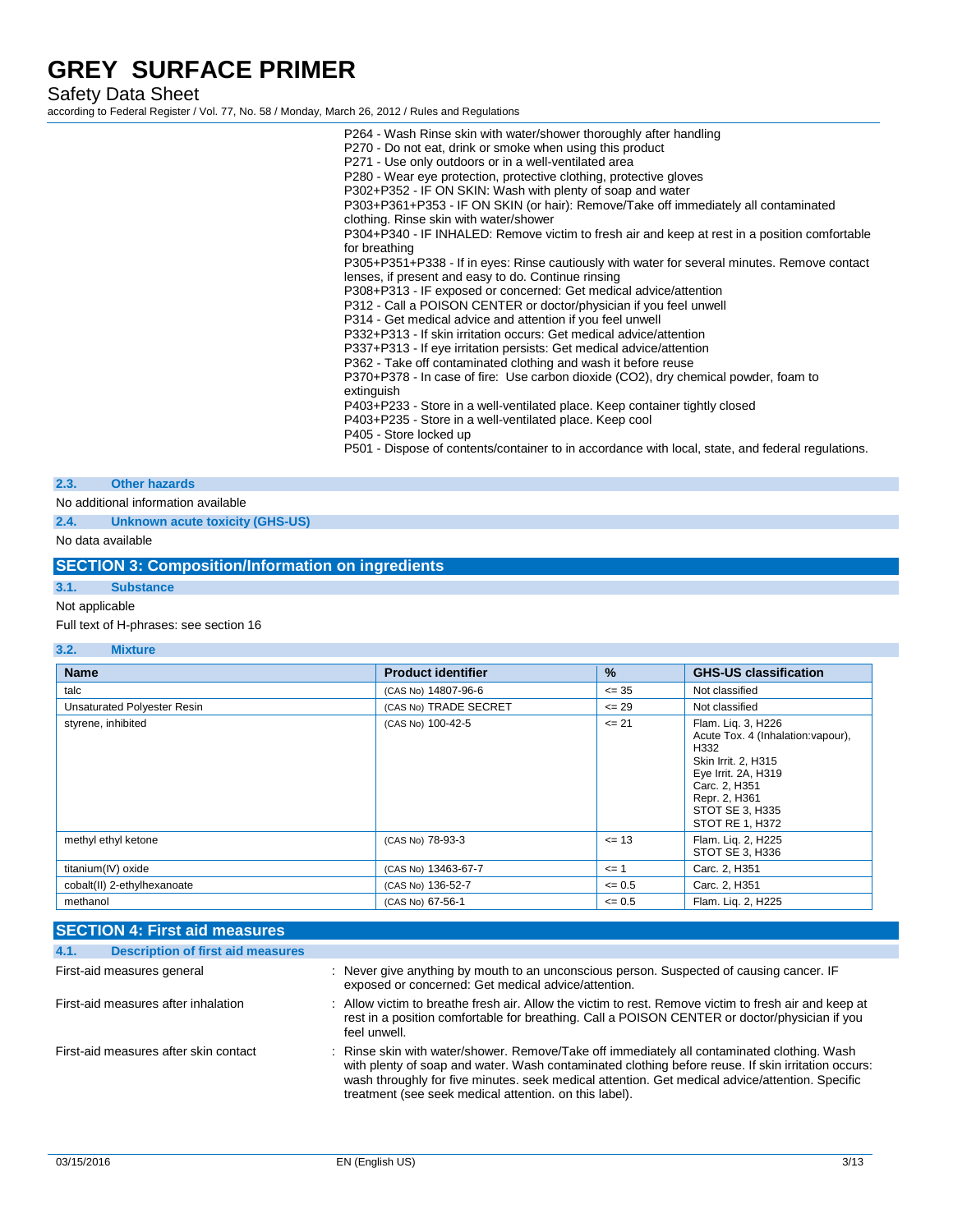P264 - Wash Rinse skin with water/shower thoroughly after handling
P270 - Do not eat, drink or smoke when using this product
P271 - Use only outdoors or in a well-ventilated area
P280 - Wear eye protection, protective clothing, protective gloves
P302+P352 - IF ON SKIN: Wash with plenty of soap and water
P303+P361+P353 - IF ON SKIN (or hair): Remove/Take off immediately all contaminated clothing. Rinse skin with water/shower
P304+P340 - IF INHALED: Remove victim to fresh air and keep at rest in a position comfortable for breathing
P305+P351+P338 - If in eyes: Rinse cautiously with water for several minutes. Remove contact lenses, if present and easy to do. Continue rinsing
P308+P313 - IF exposed or concerned: Get medical advice/attention
P312 - Call a POISON CENTER or doctor/physician if you feel unwell
P314 - Get medical advice and attention if you feel unwell
P332+P313 - If skin irritation occurs: Get medical advice/attention
P337+P313 - If eye irritation persists: Get medical advice/attention
P362 - Take off contaminated clothing and wash it before reuse
P370+P378 - In case of fire: Use carbon dioxide (CO2), dry chemical powder, foam to extinguish
P403+P233 - Store in a well-ventilated place. Keep container tightly closed
P403+P235 - Store in a well-ventilated place. Keep cool
P405 - Store locked up
P501 - Dispose of contents/container to in accordance with local, state, and federal regulations.

### 2.3. Other hazards

No additional information available

### 2.4. Unknown acute toxicity (GHS-US)

No data available

## SECTION 3: Composition/Information on ingredients

### 3.1. Substance

Not applicable

Full text of H-phrases: see section 16

### 3.2. Mixture

| Name | Product identifier | % | GHS-US classification |
|---|---|---|---|
| talc | (CAS No) 14807-96-6 | <= 35 | Not classified |
| Unsaturated Polyester Resin | (CAS No) TRADE SECRET | <= 29 | Not classified |
| styrene, inhibited | (CAS No) 100-42-5 | <= 21 | Flam. Liq. 3, H226<br>Acute Tox. 4 (Inhalation:vapour), H332<br>Skin Irrit. 2, H315<br>Eye Irrit. 2A, H319<br>Carc. 2, H351<br>Repr. 2, H361<br>STOT SE 3, H335<br>STOT RE 1, H372 |
| methyl ethyl ketone | (CAS No) 78-93-3 | <= 13 | Flam. Liq. 2, H225<br>STOT SE 3, H336 |
| titanium(IV) oxide | (CAS No) 13463-67-7 | <= 1 | Carc. 2, H351 |
| cobalt(II) 2-ethylhexanoate | (CAS No) 136-52-7 | <= 0.5 | Carc. 2, H351 |
| methanol | (CAS No) 67-56-1 | <= 0.5 | Flam. Liq. 2, H225 |

## SECTION 4: First aid measures

### 4.1. Description of first aid measures

First-aid measures general : Never give anything by mouth to an unconscious person. Suspected of causing cancer. IF exposed or concerned: Get medical advice/attention.

First-aid measures after inhalation : Allow victim to breathe fresh air. Allow the victim to rest. Remove victim to fresh air and keep at rest in a position comfortable for breathing. Call a POISON CENTER or doctor/physician if you feel unwell.

First-aid measures after skin contact : Rinse skin with water/shower. Remove/Take off immediately all contaminated clothing. Wash with plenty of soap and water. Wash contaminated clothing before reuse. If skin irritation occurs: wash throughly for five minutes. seek medical attention. Get medical advice/attention. Specific treatment (see seek medical attention. on this label).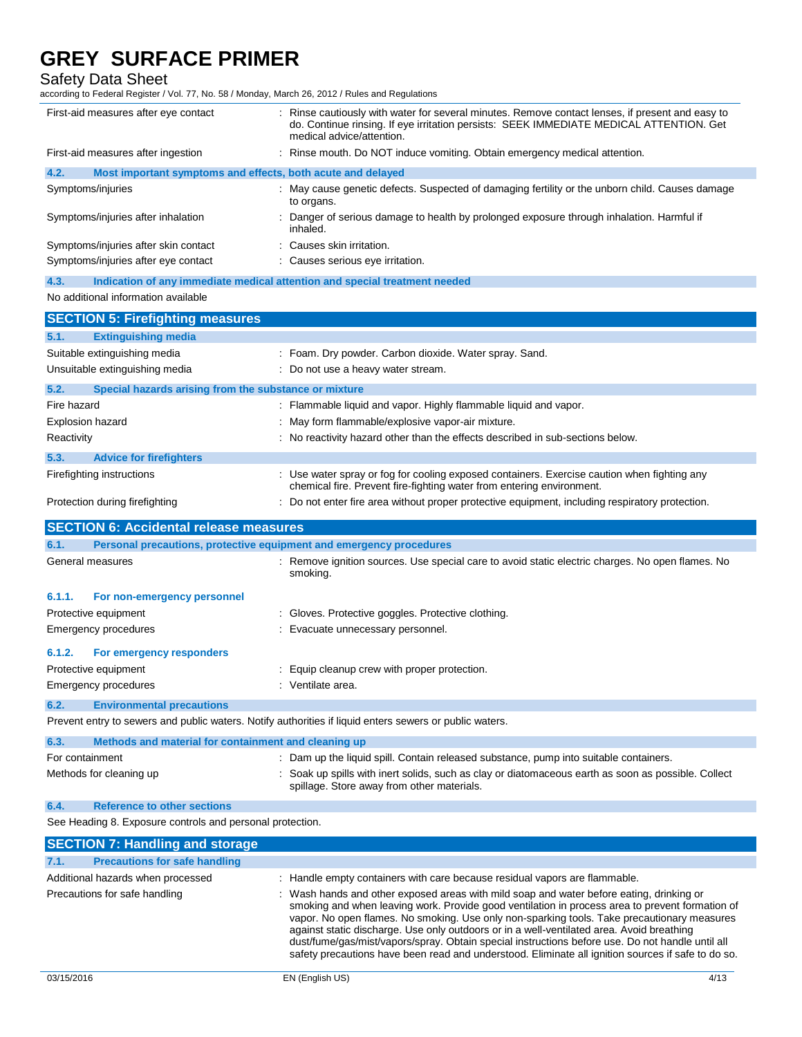| | |
|---|---|
| First-aid measures after eye contact | : Rinse cautiously with water for several minutes. Remove contact lenses, if present and easy to do. Continue rinsing. If eye irritation persists: SEEK IMMEDIATE MEDICAL ATTENTION. Get medical advice/attention. |
| First-aid measures after ingestion | : Rinse mouth. Do NOT induce vomiting. Obtain emergency medical attention. |

### 4.2. Most important symptoms and effects, both acute and delayed

| | |
|---|---|
| Symptoms/injuries | : May cause genetic defects. Suspected of damaging fertility or the unborn child. Causes damage to organs. |
| Symptoms/injuries after inhalation | : Danger of serious damage to health by prolonged exposure through inhalation. Harmful if inhaled. |
| Symptoms/injuries after skin contact | : Causes skin irritation. |
| Symptoms/injuries after eye contact | : Causes serious eye irritation. |

### 4.3. Indication of any immediate medical attention and special treatment needed

No additional information available

## SECTION 5: Firefighting measures

### 5.1. Extinguishing media

| | |
|---|---|
| Suitable extinguishing media | : Foam. Dry powder. Carbon dioxide. Water spray. Sand. |
| Unsuitable extinguishing media | : Do not use a heavy water stream. |

### 5.2. Special hazards arising from the substance or mixture

| | |
|---|---|
| Fire hazard | : Flammable liquid and vapor. Highly flammable liquid and vapor. |
| Explosion hazard | : May form flammable/explosive vapor-air mixture. |
| Reactivity | : No reactivity hazard other than the effects described in sub-sections below. |

### 5.3. Advice for firefighters

| | |
|---|---|
| Firefighting instructions | : Use water spray or fog for cooling exposed containers. Exercise caution when fighting any chemical fire. Prevent fire-fighting water from entering environment. |
| Protection during firefighting | : Do not enter fire area without proper protective equipment, including respiratory protection. |

## SECTION 6: Accidental release measures

### 6.1. Personal precautions, protective equipment and emergency procedures

| | |
|---|---|
| General measures | : Remove ignition sources. Use special care to avoid static electric charges. No open flames. No smoking. |

#### 6.1.1. For non-emergency personnel

| | |
|---|---|
| Protective equipment | : Gloves. Protective goggles. Protective clothing. |
| Emergency procedures | : Evacuate unnecessary personnel. |

#### 6.1.2. For emergency responders

| | |
|---|---|
| Protective equipment | : Equip cleanup crew with proper protection. |
| Emergency procedures | : Ventilate area. |

### 6.2. Environmental precautions

Prevent entry to sewers and public waters. Notify authorities if liquid enters sewers or public waters.

### 6.3. Methods and material for containment and cleaning up

| | |
|---|---|
| For containment | : Dam up the liquid spill. Contain released substance, pump into suitable containers. |
| Methods for cleaning up | : Soak up spills with inert solids, such as clay or diatomaceous earth as soon as possible. Collect spillage. Store away from other materials. |

### 6.4. Reference to other sections

See Heading 8. Exposure controls and personal protection.

## SECTION 7: Handling and storage

### 7.1. Precautions for safe handling

| | |
|---|---|
| Additional hazards when processed | : Handle empty containers with care because residual vapors are flammable. |
| Precautions for safe handling | : Wash hands and other exposed areas with mild soap and water before eating, drinking or smoking and when leaving work. Provide good ventilation in process area to prevent formation of vapor. No open flames. No smoking. Use only non-sparking tools. Take precautionary measures against static discharge. Use only outdoors or in a well-ventilated area. Avoid breathing dust/fume/gas/mist/vapors/spray. Obtain special instructions before use. Do not handle until all safety precautions have been read and understood. Eliminate all ignition sources if safe to do so. |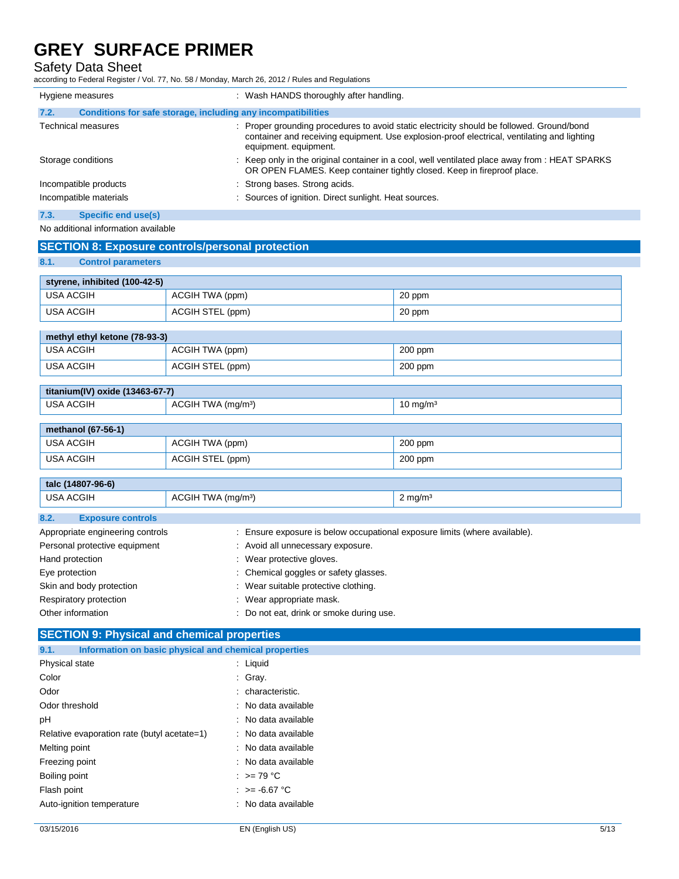| | |
|---|---|
| Hygiene measures | : Wash HANDS thoroughly after handling. |

### 7.2. Conditions for safe storage, including any incompatibilities

| | |
|---|---|
| Technical measures | : Proper grounding procedures to avoid static electricity should be followed. Ground/bond container and receiving equipment. Use explosion-proof electrical, ventilating and lighting equipment. equipment. |
| Storage conditions | : Keep only in the original container in a cool, well ventilated place away from : HEAT SPARKS OR OPEN FLAMES. Keep container tightly closed. Keep in fireproof place. |
| Incompatible products | : Strong bases. Strong acids. |
| Incompatible materials | : Sources of ignition. Direct sunlight. Heat sources. |

### 7.3. Specific end use(s)

No additional information available

## SECTION 8: Exposure controls/personal protection

### 8.1. Control parameters

| styrene, inhibited (100-42-5) | | |
|---|---|---|
| USA ACGIH | ACGIH TWA (ppm) | 20 ppm |
| USA ACGIH | ACGIH STEL (ppm) | 20 ppm |

| methyl ethyl ketone (78-93-3) | | |
|---|---|---|
| USA ACGIH | ACGIH TWA (ppm) | 200 ppm |
| USA ACGIH | ACGIH STEL (ppm) | 200 ppm |

| titanium(IV) oxide (13463-67-7) | | |
|---|---|---|
| USA ACGIH | ACGIH TWA (mg/m³) | 10 mg/m³ |

| methanol (67-56-1) | | |
|---|---|---|
| USA ACGIH | ACGIH TWA (ppm) | 200 ppm |
| USA ACGIH | ACGIH STEL (ppm) | 200 ppm |

| talc (14807-96-6) | | |
|---|---|---|
| USA ACGIH | ACGIH TWA (mg/m³) | 2 mg/m³ |

### 8.2. Exposure controls

| | |
|---|---|
| Appropriate engineering controls | : Ensure exposure is below occupational exposure limits (where available). |
| Personal protective equipment | : Avoid all unnecessary exposure. |
| Hand protection | : Wear protective gloves. |
| Eye protection | : Chemical goggles or safety glasses. |
| Skin and body protection | : Wear suitable protective clothing. |
| Respiratory protection | : Wear appropriate mask. |
| Other information | : Do not eat, drink or smoke during use. |

## SECTION 9: Physical and chemical properties

### 9.1. Information on basic physical and chemical properties

| | |
|---|---|
| Physical state | : Liquid |
| Color | : Gray. |
| Odor | : characteristic. |
| Odor threshold | : No data available |
| pH | : No data available |
| Relative evaporation rate (butyl acetate=1) | : No data available |
| Melting point | : No data available |
| Freezing point | : No data available |
| Boiling point | : >= 79 °C |
| Flash point | : >= -6.67 °C |
| Auto-ignition temperature | : No data available |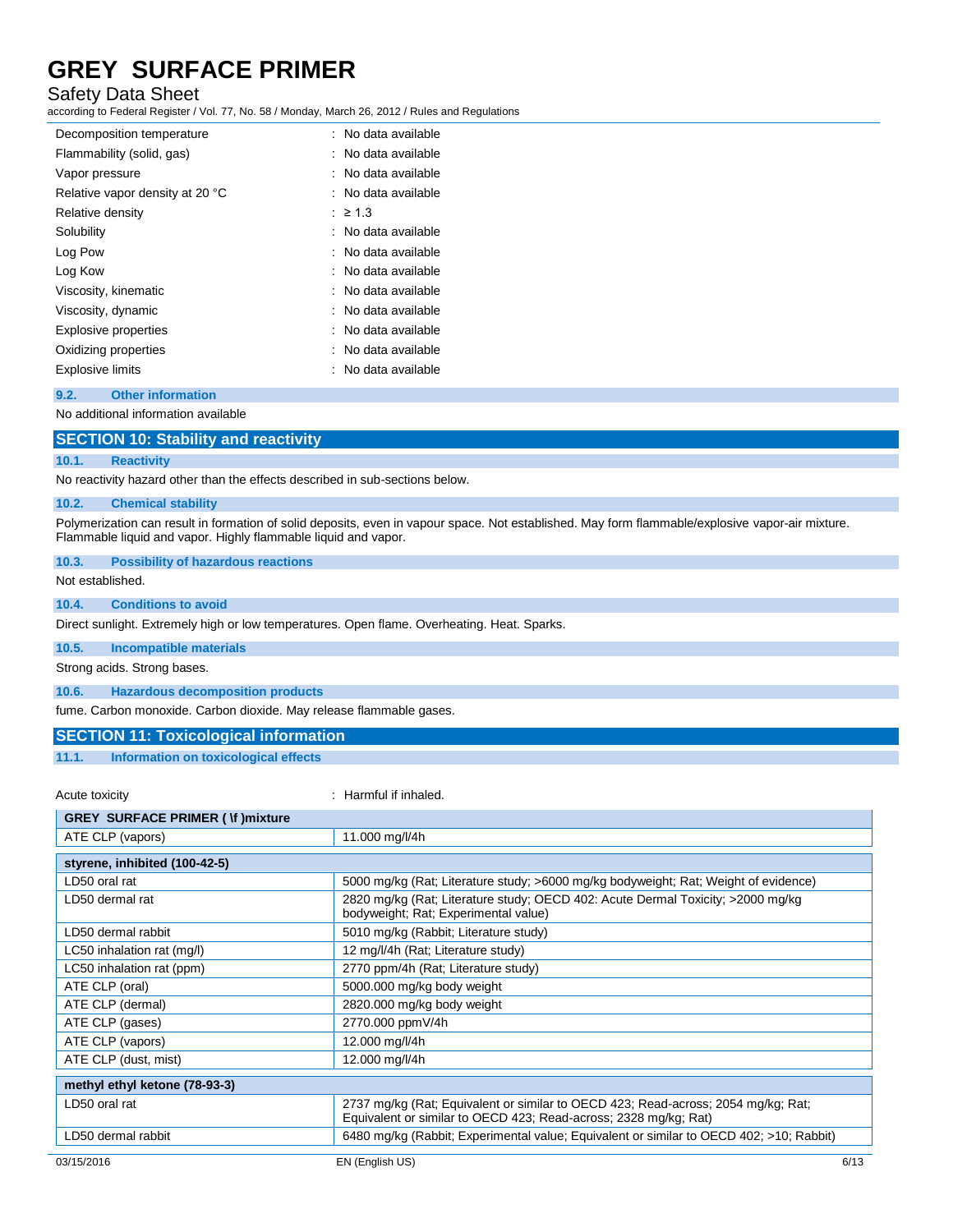| | |
|---|---|
| Decomposition temperature | : No data available |
| Flammability (solid, gas) | : No data available |
| Vapor pressure | : No data available |
| Relative vapor density at 20 °C | : No data available |
| Relative density | : ≥ 1.3 |
| Solubility | : No data available |
| Log Pow | : No data available |
| Log Kow | : No data available |
| Viscosity, kinematic | : No data available |
| Viscosity, dynamic | : No data available |
| Explosive properties | : No data available |
| Oxidizing properties | : No data available |
| Explosive limits | : No data available |

### 9.2. Other information

No additional information available

## SECTION 10: Stability and reactivity

### 10.1. Reactivity

No reactivity hazard other than the effects described in sub-sections below.

### 10.2. Chemical stability

Polymerization can result in formation of solid deposits, even in vapour space. Not established. May form flammable/explosive vapor-air mixture. Flammable liquid and vapor. Highly flammable liquid and vapor.

### 10.3. Possibility of hazardous reactions

Not established.

### 10.4. Conditions to avoid

Direct sunlight. Extremely high or low temperatures. Open flame. Overheating. Heat. Sparks.

### 10.5. Incompatible materials

Strong acids. Strong bases.

### 10.6. Hazardous decomposition products

fume. Carbon monoxide. Carbon dioxide. May release flammable gases.

## SECTION 11: Toxicological information

### 11.1. Information on toxicological effects

Acute toxicity : Harmful if inhaled.

| GREY SURFACE PRIMER ( \f )mixture | |
|---|---|
| ATE CLP (vapors) | 11.000 mg/l/4h |

| styrene, inhibited (100-42-5) | |
|---|---|
| LD50 oral rat | 5000 mg/kg (Rat; Literature study; >6000 mg/kg bodyweight; Rat; Weight of evidence) |
| LD50 dermal rat | 2820 mg/kg (Rat; Literature study; OECD 402: Acute Dermal Toxicity; >2000 mg/kg bodyweight; Rat; Experimental value) |
| LD50 dermal rabbit | 5010 mg/kg (Rabbit; Literature study) |
| LC50 inhalation rat (mg/l) | 12 mg/l/4h (Rat; Literature study) |
| LC50 inhalation rat (ppm) | 2770 ppm/4h (Rat; Literature study) |
| ATE CLP (oral) | 5000.000 mg/kg body weight |
| ATE CLP (dermal) | 2820.000 mg/kg body weight |
| ATE CLP (gases) | 2770.000 ppmV/4h |
| ATE CLP (vapors) | 12.000 mg/l/4h |
| ATE CLP (dust, mist) | 12.000 mg/l/4h |

| methyl ethyl ketone (78-93-3) | |
|---|---|
| LD50 oral rat | 2737 mg/kg (Rat; Equivalent or similar to OECD 423; Read-across; 2054 mg/kg; Rat; Equivalent or similar to OECD 423; Read-across; 2328 mg/kg; Rat) |
| LD50 dermal rabbit | 6480 mg/kg (Rabbit; Experimental value; Equivalent or similar to OECD 402; >10; Rabbit) |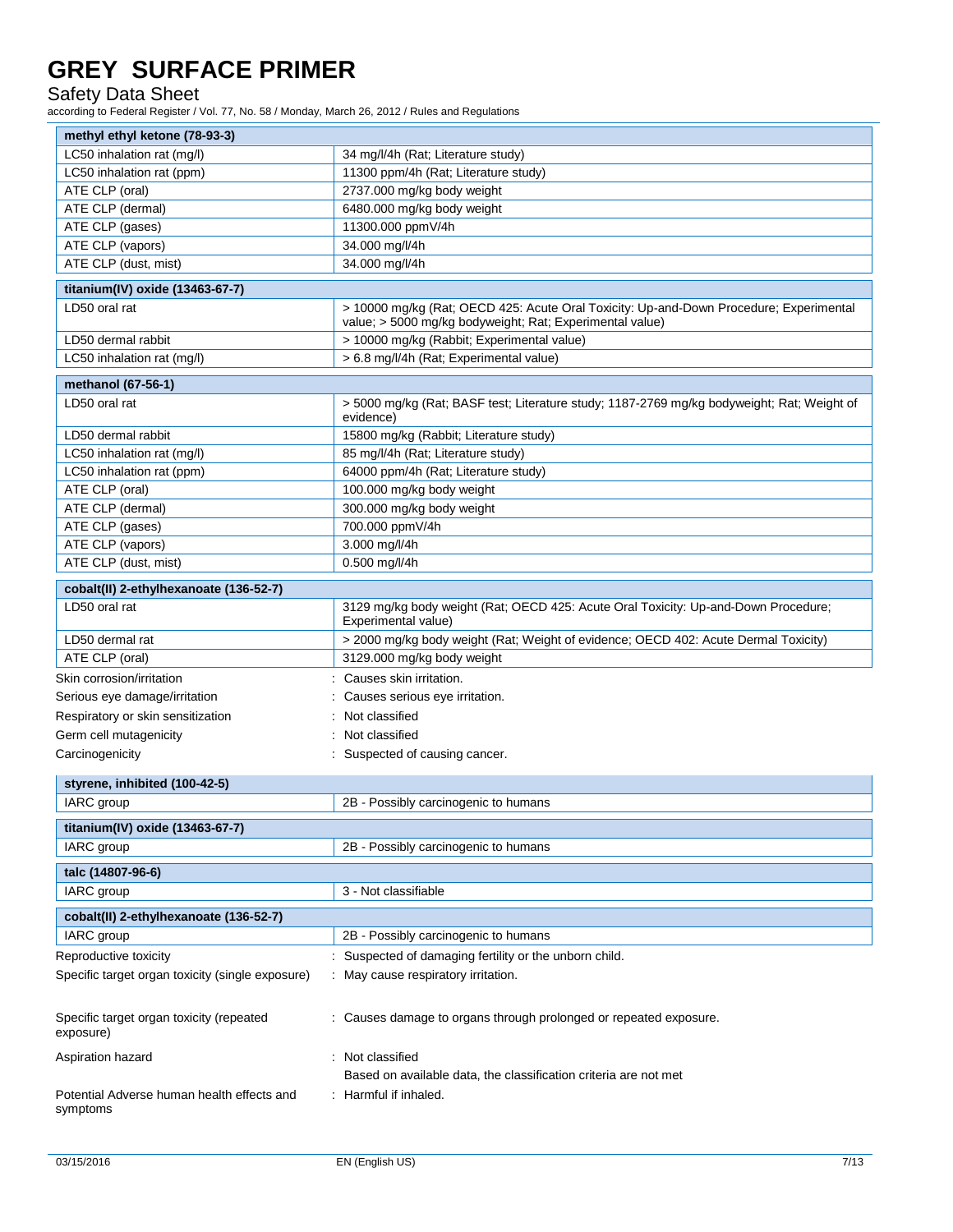| methyl ethyl ketone (78-93-3) | |
|---|---|
| LC50 inhalation rat (mg/l) | 34 mg/l/4h (Rat; Literature study) |
| LC50 inhalation rat (ppm) | 11300 ppm/4h (Rat; Literature study) |
| ATE CLP (oral) | 2737.000 mg/kg body weight |
| ATE CLP (dermal) | 6480.000 mg/kg body weight |
| ATE CLP (gases) | 11300.000 ppmV/4h |
| ATE CLP (vapors) | 34.000 mg/l/4h |
| ATE CLP (dust, mist) | 34.000 mg/l/4h |

| titanium(IV) oxide (13463-67-7) | |
|---|---|
| LD50 oral rat | > 10000 mg/kg (Rat; OECD 425: Acute Oral Toxicity: Up-and-Down Procedure; Experimental value; > 5000 mg/kg bodyweight; Rat; Experimental value) |
| LD50 dermal rabbit | > 10000 mg/kg (Rabbit; Experimental value) |
| LC50 inhalation rat (mg/l) | > 6.8 mg/l/4h (Rat; Experimental value) |

| methanol (67-56-1) | |
|---|---|
| LD50 oral rat | > 5000 mg/kg (Rat; BASF test; Literature study; 1187-2769 mg/kg bodyweight; Rat; Weight of evidence) |
| LD50 dermal rabbit | 15800 mg/kg (Rabbit; Literature study) |
| LC50 inhalation rat (mg/l) | 85 mg/l/4h (Rat; Literature study) |
| LC50 inhalation rat (ppm) | 64000 ppm/4h (Rat; Literature study) |
| ATE CLP (oral) | 100.000 mg/kg body weight |
| ATE CLP (dermal) | 300.000 mg/kg body weight |
| ATE CLP (gases) | 700.000 ppmV/4h |
| ATE CLP (vapors) | 3.000 mg/l/4h |
| ATE CLP (dust, mist) | 0.500 mg/l/4h |

| cobalt(II) 2-ethylhexanoate (136-52-7) | |
|---|---|
| LD50 oral rat | 3129 mg/kg body weight (Rat; OECD 425: Acute Oral Toxicity: Up-and-Down Procedure; Experimental value) |
| LD50 dermal rat | > 2000 mg/kg body weight (Rat; Weight of evidence; OECD 402: Acute Dermal Toxicity) |
| ATE CLP (oral) | 3129.000 mg/kg body weight |

Skin corrosion/irritation : Causes skin irritation.

Serious eye damage/irritation : Causes serious eye irritation.

Respiratory or skin sensitization : Not classified

Germ cell mutagenicity : Not classified

Carcinogenicity : Suspected of causing cancer.

| styrene, inhibited (100-42-5) | |
|---|---|
| IARC group | 2B - Possibly carcinogenic to humans |

| titanium(IV) oxide (13463-67-7) | |
|---|---|
| IARC group | 2B - Possibly carcinogenic to humans |

| talc (14807-96-6) | |
|---|---|
| IARC group | 3 - Not classifiable |

| cobalt(II) 2-ethylhexanoate (136-52-7) | |
|---|---|
| IARC group | 2B - Possibly carcinogenic to humans |

Reproductive toxicity : Suspected of damaging fertility or the unborn child.

Specific target organ toxicity (single exposure) : May cause respiratory irritation.

Specific target organ toxicity (repeated exposure) : Causes damage to organs through prolonged or repeated exposure.

Aspiration hazard : Not classified
Based on available data, the classification criteria are not met

Potential Adverse human health effects and symptoms : Harmful if inhaled.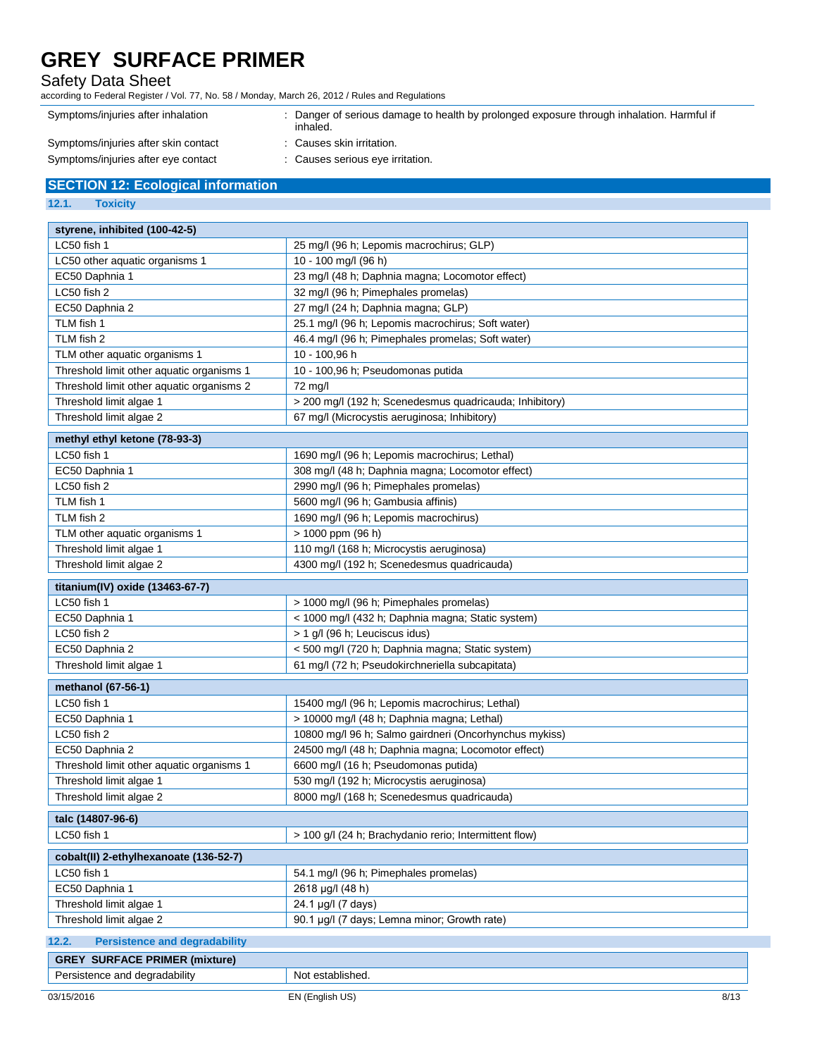| | |
|---|---|
| Symptoms/injuries after inhalation | : Danger of serious damage to health by prolonged exposure through inhalation. Harmful if inhaled. |
| Symptoms/injuries after skin contact | : Causes skin irritation. |
| Symptoms/injuries after eye contact | : Causes serious eye irritation. |

## SECTION 12: Ecological information

### 12.1. Toxicity

| styrene, inhibited (100-42-5) | |
|---|---|
| LC50 fish 1 | 25 mg/l (96 h; Lepomis macrochirus; GLP) |
| LC50 other aquatic organisms 1 | 10 - 100 mg/l (96 h) |
| EC50 Daphnia 1 | 23 mg/l (48 h; Daphnia magna; Locomotor effect) |
| LC50 fish 2 | 32 mg/l (96 h; Pimephales promelas) |
| EC50 Daphnia 2 | 27 mg/l (24 h; Daphnia magna; GLP) |
| TLM fish 1 | 25.1 mg/l (96 h; Lepomis macrochirus; Soft water) |
| TLM fish 2 | 46.4 mg/l (96 h; Pimephales promelas; Soft water) |
| TLM other aquatic organisms 1 | 10 - 100,96 h |
| Threshold limit other aquatic organisms 1 | 10 - 100,96 h; Pseudomonas putida |
| Threshold limit other aquatic organisms 2 | 72 mg/l |
| Threshold limit algae 1 | > 200 mg/l (192 h; Scenedesmus quadricauda; Inhibitory) |
| Threshold limit algae 2 | 67 mg/l (Microcystis aeruginosa; Inhibitory) |

| methyl ethyl ketone (78-93-3) | |
|---|---|
| LC50 fish 1 | 1690 mg/l (96 h; Lepomis macrochirus; Lethal) |
| EC50 Daphnia 1 | 308 mg/l (48 h; Daphnia magna; Locomotor effect) |
| LC50 fish 2 | 2990 mg/l (96 h; Pimephales promelas) |
| TLM fish 1 | 5600 mg/l (96 h; Gambusia affinis) |
| TLM fish 2 | 1690 mg/l (96 h; Lepomis macrochirus) |
| TLM other aquatic organisms 1 | > 1000 ppm (96 h) |
| Threshold limit algae 1 | 110 mg/l (168 h; Microcystis aeruginosa) |
| Threshold limit algae 2 | 4300 mg/l (192 h; Scenedesmus quadricauda) |

| titanium(IV) oxide (13463-67-7) | |
|---|---|
| LC50 fish 1 | > 1000 mg/l (96 h; Pimephales promelas) |
| EC50 Daphnia 1 | < 1000 mg/l (432 h; Daphnia magna; Static system) |
| LC50 fish 2 | > 1 g/l (96 h; Leuciscus idus) |
| EC50 Daphnia 2 | < 500 mg/l (720 h; Daphnia magna; Static system) |
| Threshold limit algae 1 | 61 mg/l (72 h; Pseudokirchneriella subcapitata) |

| methanol (67-56-1) | |
|---|---|
| LC50 fish 1 | 15400 mg/l (96 h; Lepomis macrochirus; Lethal) |
| EC50 Daphnia 1 | > 10000 mg/l (48 h; Daphnia magna; Lethal) |
| LC50 fish 2 | 10800 mg/l 96 h; Salmo gairdneri (Oncorhynchus mykiss) |
| EC50 Daphnia 2 | 24500 mg/l (48 h; Daphnia magna; Locomotor effect) |
| Threshold limit other aquatic organisms 1 | 6600 mg/l (16 h; Pseudomonas putida) |
| Threshold limit algae 1 | 530 mg/l (192 h; Microcystis aeruginosa) |
| Threshold limit algae 2 | 8000 mg/l (168 h; Scenedesmus quadricauda) |

| talc (14807-96-6) | |
|---|---|
| LC50 fish 1 | > 100 g/l (24 h; Brachydanio rerio; Intermittent flow) |

| cobalt(II) 2-ethylhexanoate (136-52-7) | |
|---|---|
| LC50 fish 1 | 54.1 mg/l (96 h; Pimephales promelas) |
| EC50 Daphnia 1 | 2618 µg/l (48 h) |
| Threshold limit algae 1 | 24.1 µg/l (7 days) |
| Threshold limit algae 2 | 90.1 µg/l (7 days; Lemna minor; Growth rate) |

### 12.2. Persistence and degradability

| GREY SURFACE PRIMER (mixture) | |
|---|---|
| Persistence and degradability | Not established. |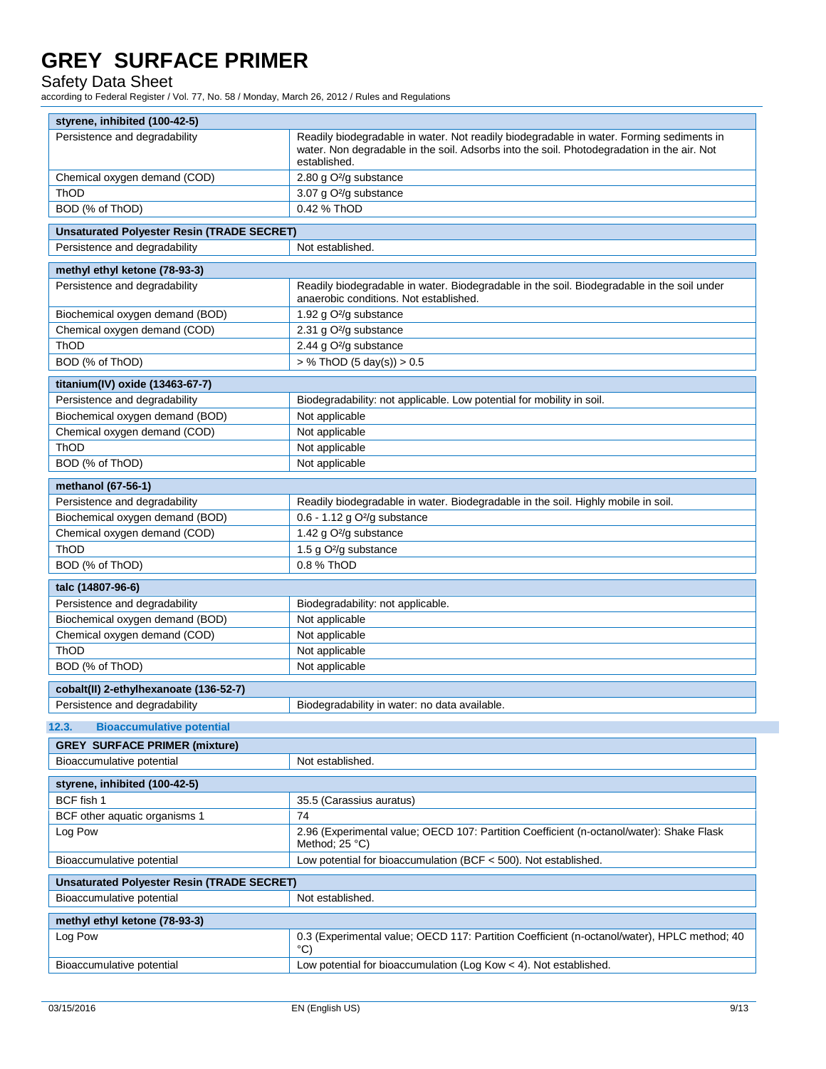| styrene, inhibited (100-42-5) | |
|---|---|
| Persistence and degradability | Readily biodegradable in water. Not readily biodegradable in water. Forming sediments in water. Non degradable in the soil. Adsorbs into the soil. Photodegradation in the air. Not established. |
| Chemical oxygen demand (COD) | 2.80 g $O^2$/g substance |
| ThOD | 3.07 g $O^2$/g substance |
| BOD (% of ThOD) | 0.42 % ThOD |

| Unsaturated Polyester Resin (TRADE SECRET) | |
|---|---|
| Persistence and degradability | Not established. |

| methyl ethyl ketone (78-93-3) | |
|---|---|
| Persistence and degradability | Readily biodegradable in water. Biodegradable in the soil. Biodegradable in the soil under anaerobic conditions. Not established. |
| Biochemical oxygen demand (BOD) | 1.92 g $O^2$/g substance |
| Chemical oxygen demand (COD) | 2.31 g $O^2$/g substance |
| ThOD | 2.44 g $O^2$/g substance |
| BOD (% of ThOD) | > % ThOD (5 day(s)) > 0.5 |

| titanium(IV) oxide (13463-67-7) | |
|---|---|
| Persistence and degradability | Biodegradability: not applicable. Low potential for mobility in soil. |
| Biochemical oxygen demand (BOD) | Not applicable |
| Chemical oxygen demand (COD) | Not applicable |
| ThOD | Not applicable |
| BOD (% of ThOD) | Not applicable |

| methanol (67-56-1) | |
|---|---|
| Persistence and degradability | Readily biodegradable in water. Biodegradable in the soil. Highly mobile in soil. |
| Biochemical oxygen demand (BOD) | 0.6 - 1.12 g $O^2$/g substance |
| Chemical oxygen demand (COD) | 1.42 g $O^2$/g substance |
| ThOD | 1.5 g $O^2$/g substance |
| BOD (% of ThOD) | 0.8 % ThOD |

| talc (14807-96-6) | |
|---|---|
| Persistence and degradability | Biodegradability: not applicable. |
| Biochemical oxygen demand (BOD) | Not applicable |
| Chemical oxygen demand (COD) | Not applicable |
| ThOD | Not applicable |
| BOD (% of ThOD) | Not applicable |

| cobalt(II) 2-ethylhexanoate (136-52-7) | |
|---|---|
| Persistence and degradability | Biodegradability in water: no data available. |

### 12.3. Bioaccumulative potential

| GREY SURFACE PRIMER (mixture) | |
|---|---|
| Bioaccumulative potential | Not established. |

| styrene, inhibited (100-42-5) | |
|---|---|
| BCF fish 1 | 35.5 (Carassius auratus) |
| BCF other aquatic organisms 1 | 74 |
| Log Pow | 2.96 (Experimental value; OECD 107: Partition Coefficient (n-octanol/water): Shake Flask Method; 25 °C) |
| Bioaccumulative potential | Low potential for bioaccumulation (BCF < 500). Not established. |

| Unsaturated Polyester Resin (TRADE SECRET) | |
|---|---|
| Bioaccumulative potential | Not established. |

| methyl ethyl ketone (78-93-3) | |
|---|---|
| Log Pow | 0.3 (Experimental value; OECD 117: Partition Coefficient (n-octanol/water), HPLC method; 40 °C) |
| Bioaccumulative potential | Low potential for bioaccumulation (Log Kow < 4). Not established. |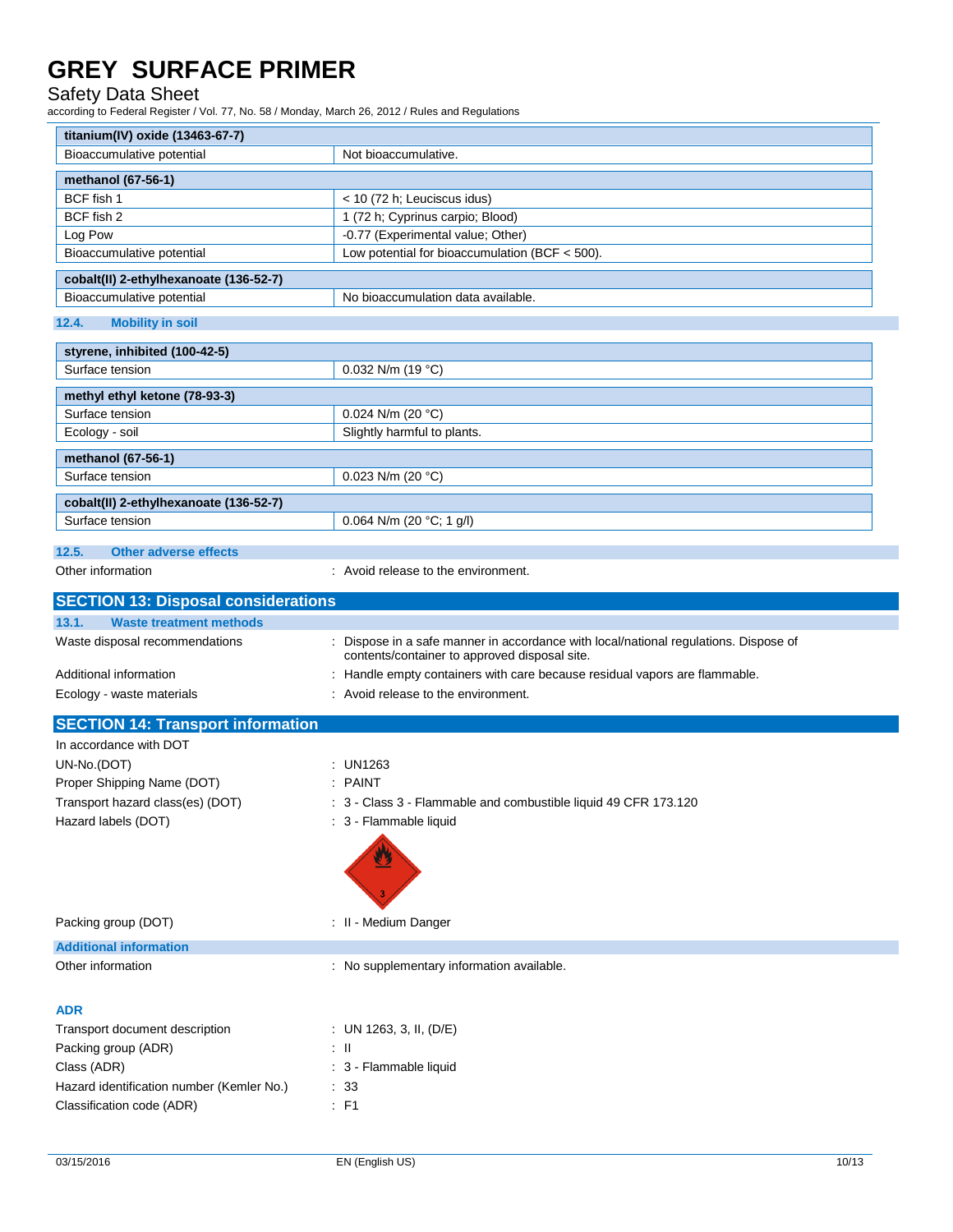| titanium(IV) oxide (13463-67-7) | |
|---|---|
| Bioaccumulative potential | Not bioaccumulative. |

| methanol (67-56-1) | |
|---|---|
| BCF fish 1 | < 10 (72 h; Leuciscus idus) |
| BCF fish 2 | 1 (72 h; Cyprinus carpio; Blood) |
| Log Pow | -0.77 (Experimental value; Other) |
| Bioaccumulative potential | Low potential for bioaccumulation (BCF < 500). |

| cobalt(II) 2-ethylhexanoate (136-52-7) | |
|---|---|
| Bioaccumulative potential | No bioaccumulation data available. |

### 12.4. Mobility in soil

| styrene, inhibited (100-42-5) | |
|---|---|
| Surface tension | 0.032 N/m (19 °C) |

| methyl ethyl ketone (78-93-3) | |
|---|---|
| Surface tension | 0.024 N/m (20 °C) |
| Ecology - soil | Slightly harmful to plants. |

| methanol (67-56-1) | |
|---|---|
| Surface tension | 0.023 N/m (20 °C) |

| cobalt(II) 2-ethylhexanoate (136-52-7) | |
|---|---|
| Surface tension | 0.064 N/m (20 °C; 1 g/l) |

### 12.5. Other adverse effects

Other information : Avoid release to the environment.

## SECTION 13: Disposal considerations

### 13.1. Waste treatment methods

Waste disposal recommendations : Dispose in a safe manner in accordance with local/national regulations. Dispose of contents/container to approved disposal site.

Additional information : Handle empty containers with care because residual vapors are flammable.

Ecology - waste materials : Avoid release to the environment.

## SECTION 14: Transport information

In accordance with DOT

UN-No.(DOT) : UN1263

Proper Shipping Name (DOT) : PAINT

Transport hazard class(es) (DOT) : 3 - Class 3 - Flammable and combustible liquid 49 CFR 173.120

Hazard labels (DOT) : 3 - Flammable liquid

Packing group (DOT) : II - Medium Danger

### Additional information

Other information : No supplementary information available.

### ADR

Transport document description : UN 1263, 3, II, (D/E)

Packing group (ADR) : II

Class (ADR) : 3 - Flammable liquid

Hazard identification number (Kemler No.) : 33

Classification code (ADR) : F1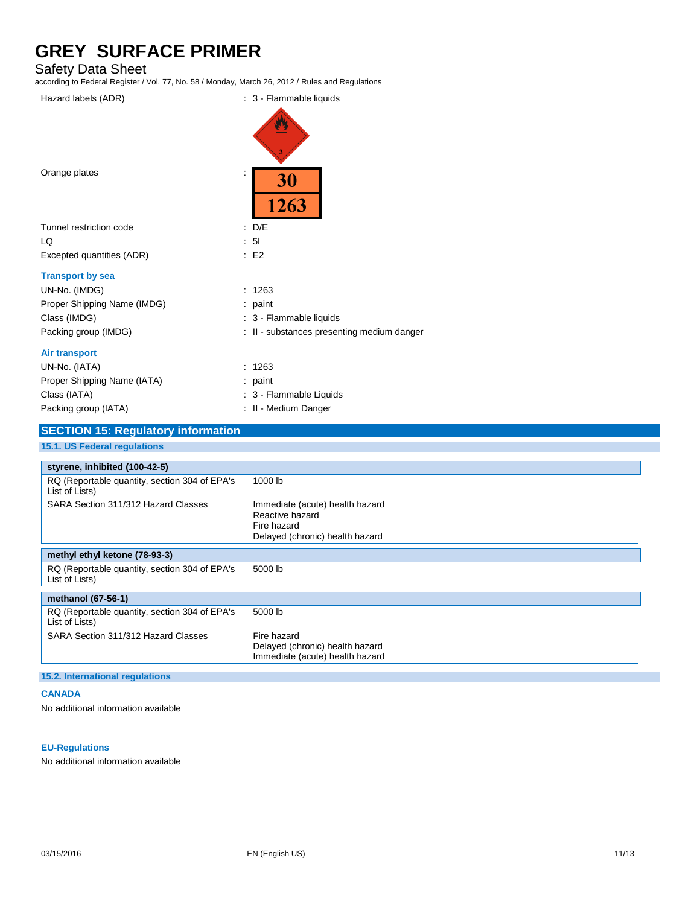| | | |
|---|---|---|
| Hazard labels (ADR) | : | 3 - Flammable liquids |
| Orange plates | : | 30<br>1263 |
| Tunnel restriction code | : | D/E |
| LQ | : | 5l |
| Excepted quantities (ADR) | : | E2 |

**Transport by sea**

| | | |
|---|---|---|
| UN-No. (IMDG) | : | 1263 |
| Proper Shipping Name (IMDG) | : | paint |
| Class (IMDG) | : | 3 - Flammable liquids |
| Packing group (IMDG) | : | II - substances presenting medium danger |

**Air transport**

| | | |
|---|---|---|
| UN-No. (IATA) | : | 1263 |
| Proper Shipping Name (IATA) | : | paint |
| Class (IATA) | : | 3 - Flammable Liquids |
| Packing group (IATA) | : | II - Medium Danger |

## SECTION 15: Regulatory information

### 15.1. US Federal regulations

| styrene, inhibited (100-42-5) | |
|---|---|
| RQ (Reportable quantity, section 304 of EPA's List of Lists) | 1000 lb |
| SARA Section 311/312 Hazard Classes | Immediate (acute) health hazard<br>Reactive hazard<br>Fire hazard<br>Delayed (chronic) health hazard |

| methyl ethyl ketone (78-93-3) | |
|---|---|
| RQ (Reportable quantity, section 304 of EPA's List of Lists) | 5000 lb |

| methanol (67-56-1) | |
|---|---|
| RQ (Reportable quantity, section 304 of EPA's List of Lists) | 5000 lb |
| SARA Section 311/312 Hazard Classes | Fire hazard<br>Delayed (chronic) health hazard<br>Immediate (acute) health hazard |

### 15.2. International regulations

**CANADA**

No additional information available

**EU-Regulations**

No additional information available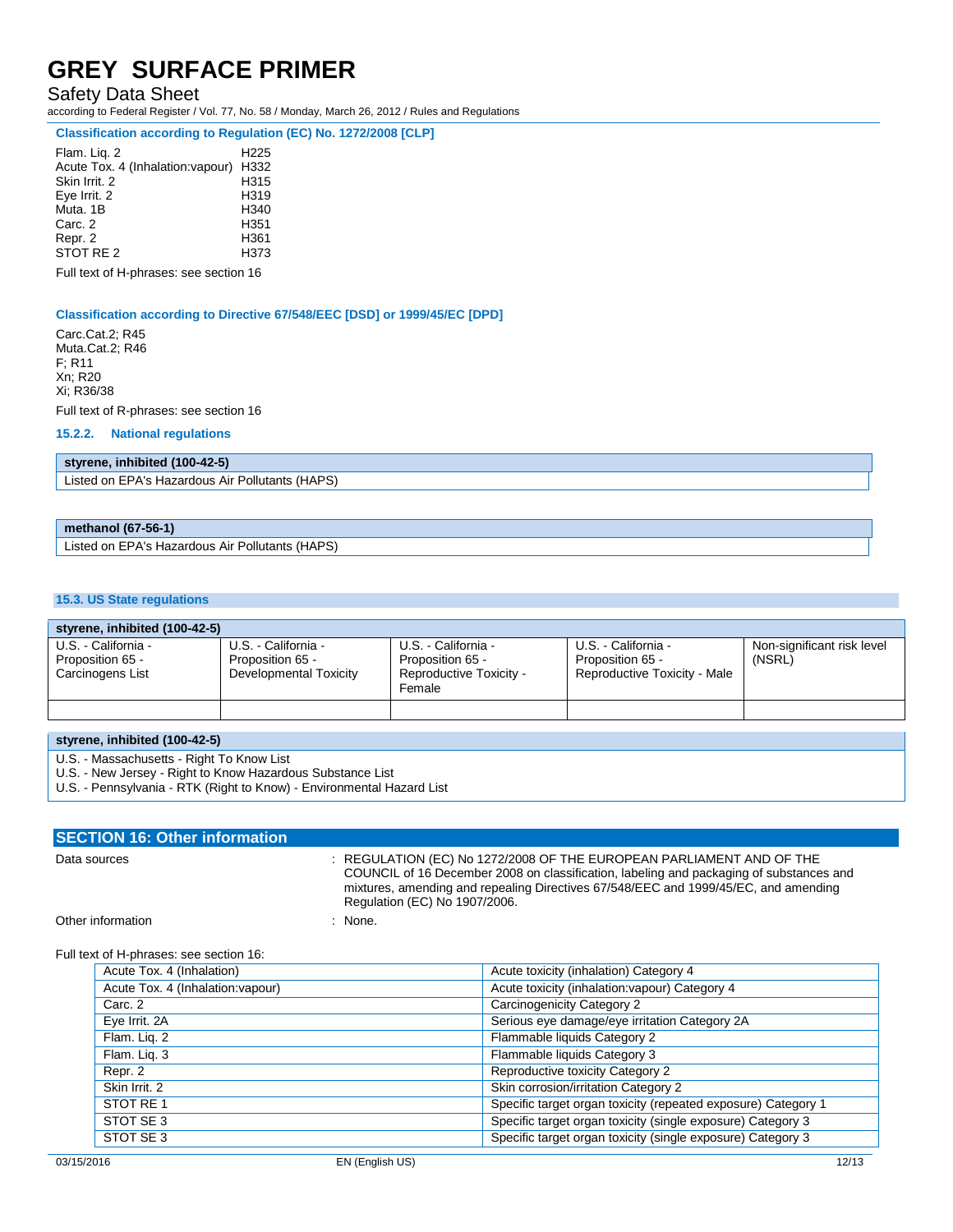**Classification according to Regulation (EC) No. 1272/2008 [CLP]**

| | |
|---|---|
| Flam. Liq. 2 | H225 |
| Acute Tox. 4 (Inhalation:vapour) | H332 |
| Skin Irrit. 2 | H315 |
| Eye Irrit. 2 | H319 |
| Muta. 1B | H340 |
| Carc. 2 | H351 |
| Repr. 2 | H361 |
| STOT RE 2 | H373 |

Full text of H-phrases: see section 16

**Classification according to Directive 67/548/EEC [DSD] or 1999/45/EC [DPD]**

Carc.Cat.2; R45
Muta.Cat.2; R46
F; R11
Xn; R20
Xi; R36/38

Full text of R-phrases: see section 16

### 15.2.2. National regulations

| styrene, inhibited (100-42-5) |
|---|
| Listed on EPA's Hazardous Air Pollutants (HAPS) |

| methanol (67-56-1) |
|---|
| Listed on EPA's Hazardous Air Pollutants (HAPS) |

### 15.3. US State regulations

| styrene, inhibited (100-42-5) | | | | |
|---|---|---|---|---|
| U.S. - California - Proposition 65 - Carcinogens List | U.S. - California - Proposition 65 - Developmental Toxicity | U.S. - California - Proposition 65 - Reproductive Toxicity - Female | U.S. - California - Proposition 65 - Reproductive Toxicity - Male | Non-significant risk level (NSRL) |
| | | | | |

| styrene, inhibited (100-42-5) |
|---|
| U.S. - Massachusetts - Right To Know List<br>U.S. - New Jersey - Right to Know Hazardous Substance List<br>U.S. - Pennsylvania - RTK (Right to Know) - Environmental Hazard List |

## SECTION 16: Other information

Data sources : REGULATION (EC) No 1272/2008 OF THE EUROPEAN PARLIAMENT AND OF THE COUNCIL of 16 December 2008 on classification, labeling and packaging of substances and mixtures, amending and repealing Directives 67/548/EEC and 1999/45/EC, and amending Regulation (EC) No 1907/2006.

Other information : None.

Full text of H-phrases: see section 16:

| | |
|---|---|
| Acute Tox. 4 (Inhalation) | Acute toxicity (inhalation) Category 4 |
| Acute Tox. 4 (Inhalation:vapour) | Acute toxicity (inhalation:vapour) Category 4 |
| Carc. 2 | Carcinogenicity Category 2 |
| Eye Irrit. 2A | Serious eye damage/eye irritation Category 2A |
| Flam. Liq. 2 | Flammable liquids Category 2 |
| Flam. Liq. 3 | Flammable liquids Category 3 |
| Repr. 2 | Reproductive toxicity Category 2 |
| Skin Irrit. 2 | Skin corrosion/irritation Category 2 |
| STOT RE 1 | Specific target organ toxicity (repeated exposure) Category 1 |
| STOT SE 3 | Specific target organ toxicity (single exposure) Category 3 |
| STOT SE 3 | Specific target organ toxicity (single exposure) Category 3 |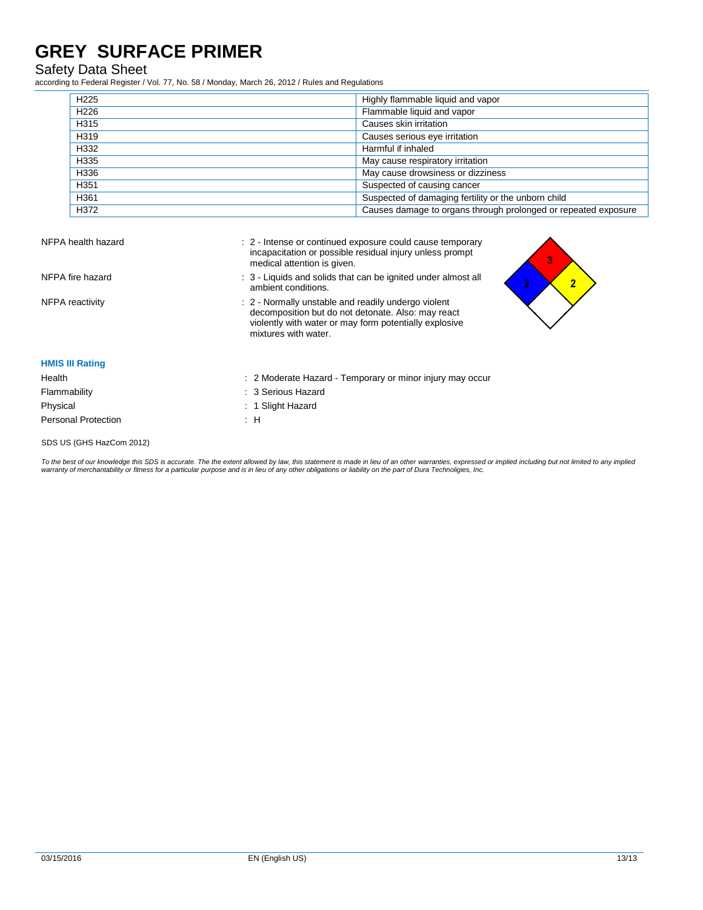| | |
|---|---|
| H225 | Highly flammable liquid and vapor |
| H226 | Flammable liquid and vapor |
| H315 | Causes skin irritation |
| H319 | Causes serious eye irritation |
| H332 | Harmful if inhaled |
| H335 | May cause respiratory irritation |
| H336 | May cause drowsiness or dizziness |
| H351 | Suspected of causing cancer |
| H361 | Suspected of damaging fertility or the unborn child |
| H372 | Causes damage to organs through prolonged or repeated exposure |

NFPA health hazard : 2 - Intense or continued exposure could cause temporary incapacitation or possible residual injury unless prompt medical attention is given.

NFPA fire hazard : 3 - Liquids and solids that can be ignited under almost all ambient conditions.

NFPA reactivity : 2 - Normally unstable and readily undergo violent decomposition but do not detonate. Also: may react violently with water or may form potentially explosive mixtures with water.

3

2 2

### HMIS III Rating

Health : 2 Moderate Hazard - Temporary or minor injury may occur

Flammability : 3 Serious Hazard

Physical : 1 Slight Hazard

Personal Protection : H

SDS US (GHS HazCom 2012)

*To the best of our knowledge this SDS is accurate. The the extent allowed by law, this statement is made in lieu of an other warranties, expressed or implied including but not limited to any implied warranty of merchantability or fitness for a particular purpose and is in lieu of any other obligations or liability on the part of Dura Technoligies, Inc.*